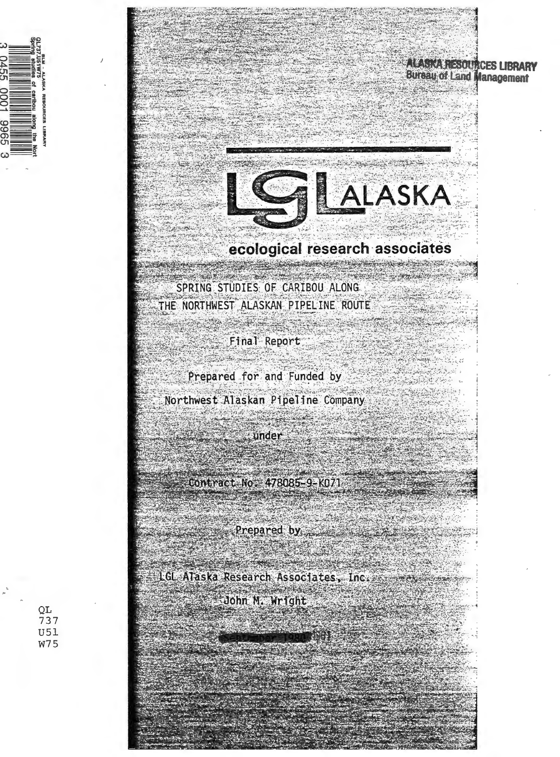ALASKA RESOURCES LIBRARY
Bureau of Land Management

LGL ALASKA

**ecological research associates**

SPRING STUDIES OF CARIBOU ALONG THE NORTHWEST ALASKAN PIPELINE ROUTE

Final Report

Prepared for and Funded by

Northwest Alaskan Pipeline Company

under

Contract No. 478085-9-K071

Prepared by

LGL Alaska Research Associates, Inc.

John M. Wright

September 1980

QL
737
U51
W75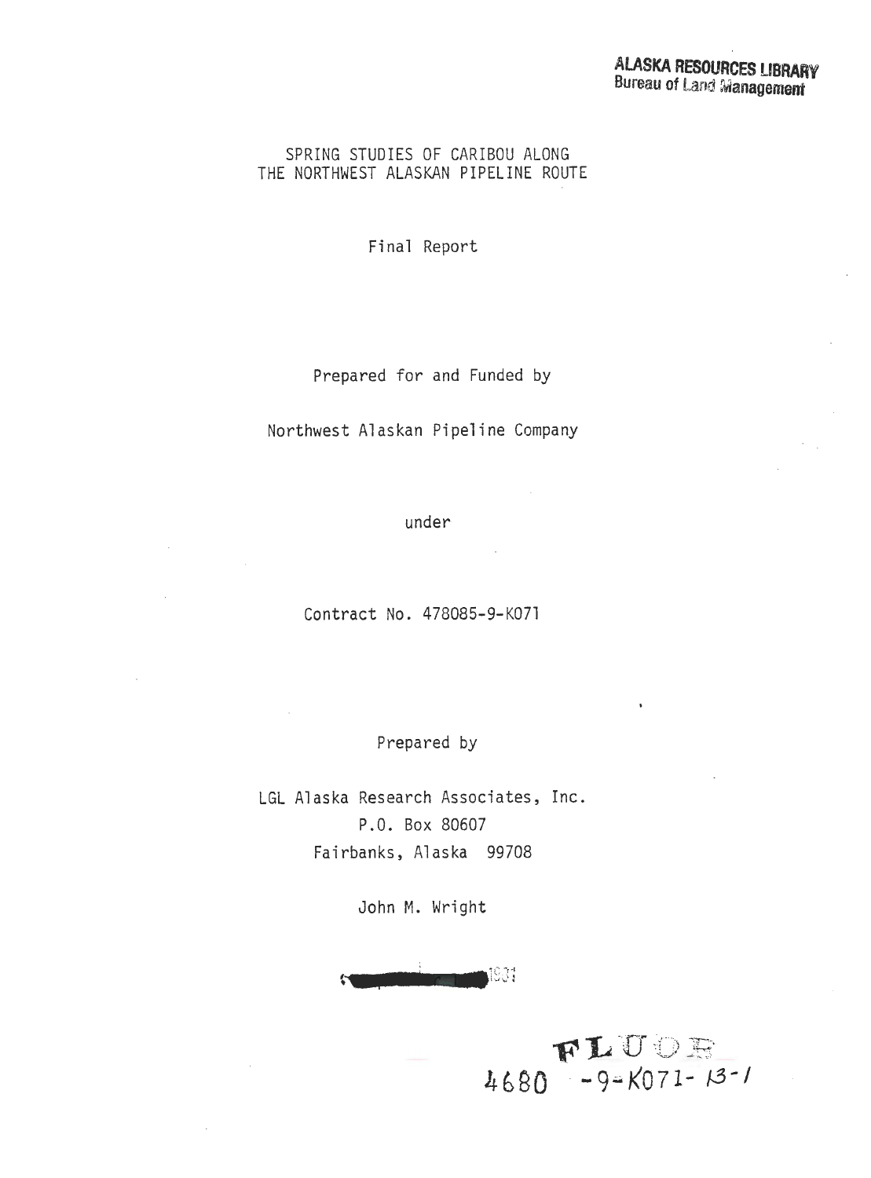**ALASKA RESOURCES LIBRARY**
**Bureau of Land Management**

SPRING STUDIES OF CARIBOU ALONG
THE NORTHWEST ALASKAN PIPELINE ROUTE

Final Report

Prepared for and Funded by

Northwest Alaskan Pipeline Company

under

Contract No. 478085-9-K071

Prepared by

LGL Alaska Research Associates, Inc.
P.O. Box 80607
Fairbanks, Alaska 99708

John M. Wright

1981

FLUOR
4680 -9-K071-13-1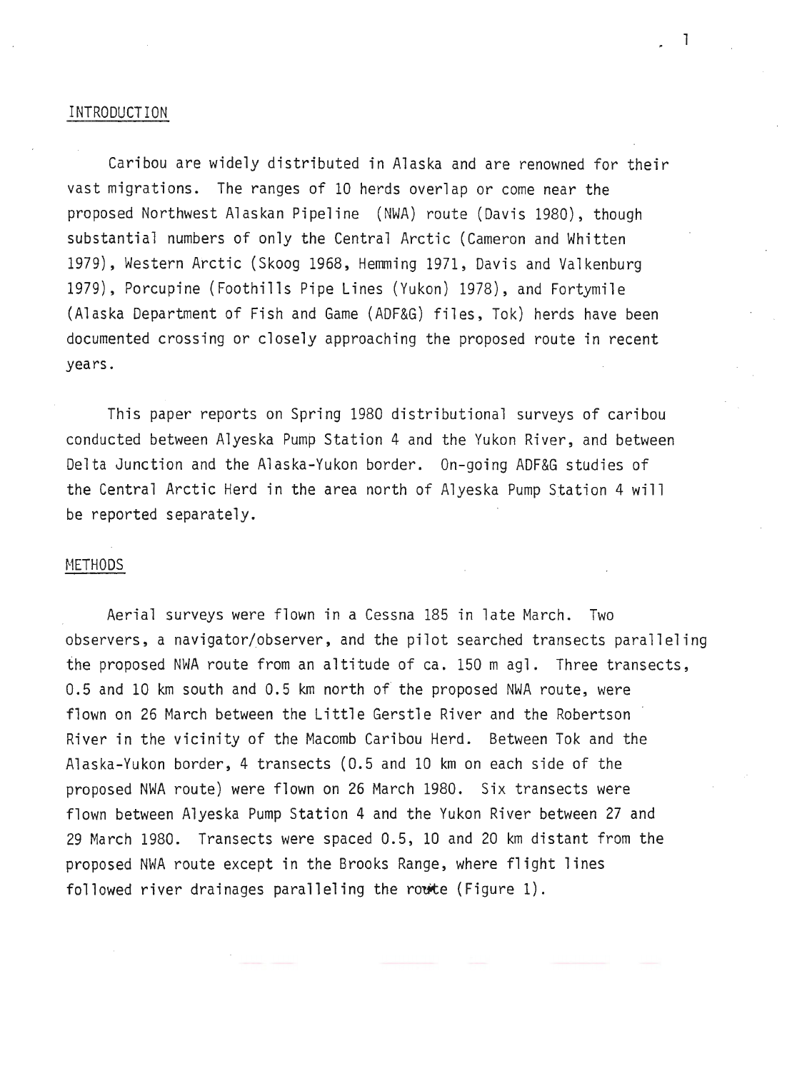## INTRODUCTION

Caribou are widely distributed in Alaska and are renowned for their vast migrations. The ranges of 10 herds overlap or come near the proposed Northwest Alaskan Pipeline (NWA) route (Davis 1980), though substantial numbers of only the Central Arctic (Cameron and Whitten 1979), Western Arctic (Skoog 1968, Hemming 1971, Davis and Valkenburg 1979), Porcupine (Foothills Pipe Lines (Yukon) 1978), and Fortymile (Alaska Department of Fish and Game (ADF&G) files, Tok) herds have been documented crossing or closely approaching the proposed route in recent years.

This paper reports on Spring 1980 distributional surveys of caribou conducted between Alyeska Pump Station 4 and the Yukon River, and between Delta Junction and the Alaska-Yukon border. On-going ADF&G studies of the Central Arctic Herd in the area north of Alyeska Pump Station 4 will be reported separately.

## METHODS

Aerial surveys were flown in a Cessna 185 in late March. Two observers, a navigator/observer, and the pilot searched transects paralleling the proposed NWA route from an altitude of ca. 150 m agl. Three transects, 0.5 and 10 km south and 0.5 km north of the proposed NWA route, were flown on 26 March between the Little Gerstle River and the Robertson River in the vicinity of the Macomb Caribou Herd. Between Tok and the Alaska-Yukon border, 4 transects (0.5 and 10 km on each side of the proposed NWA route) were flown on 26 March 1980. Six transects were flown between Alyeska Pump Station 4 and the Yukon River between 27 and 29 March 1980. Transects were spaced 0.5, 10 and 20 km distant from the proposed NWA route except in the Brooks Range, where flight lines followed river drainages paralleling the route (Figure 1).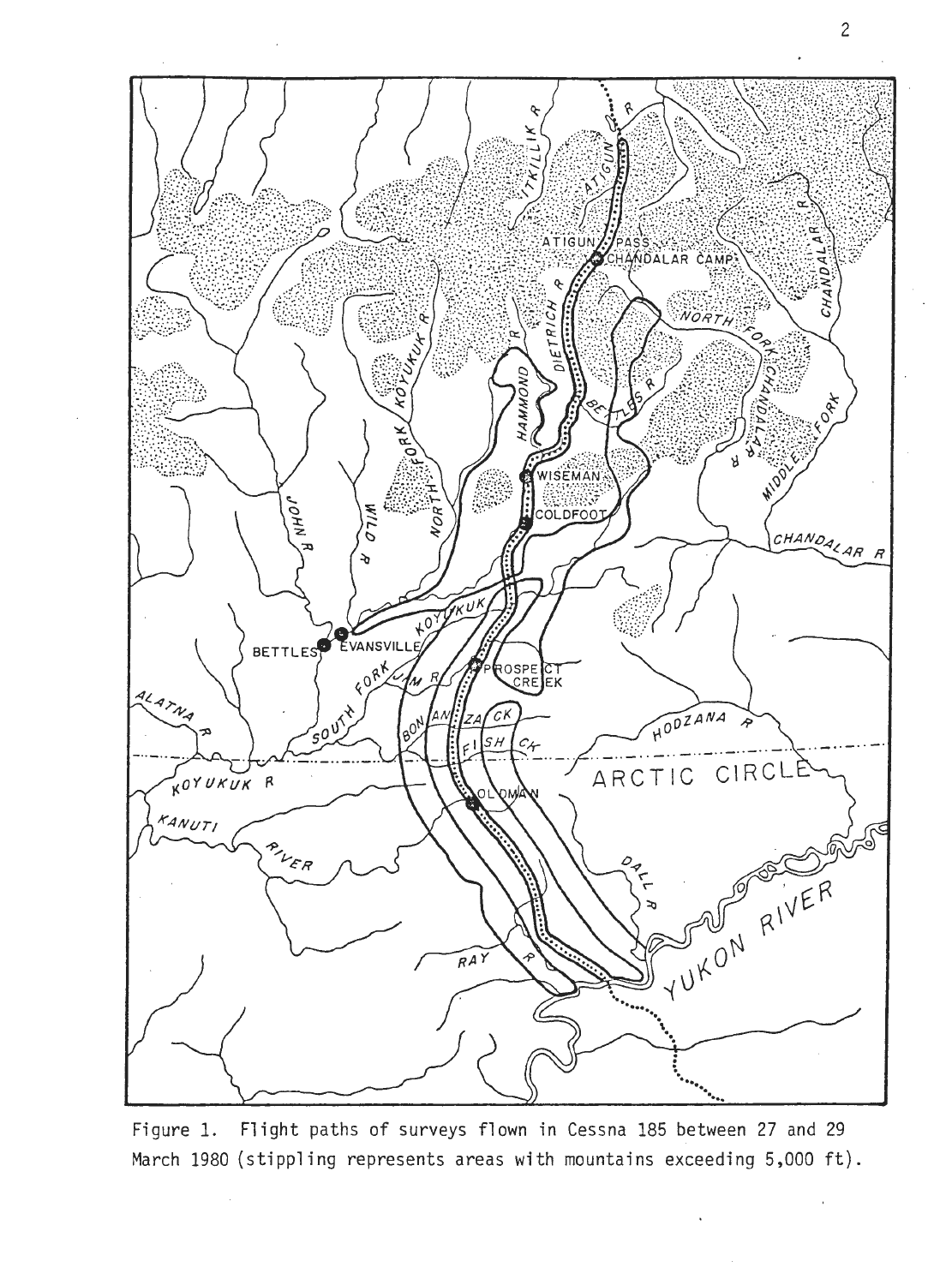Figure 1. Flight paths of surveys flown in Cessna 185 between 27 and 29 March 1980 (stippling represents areas with mountains exceeding 5,000 ft).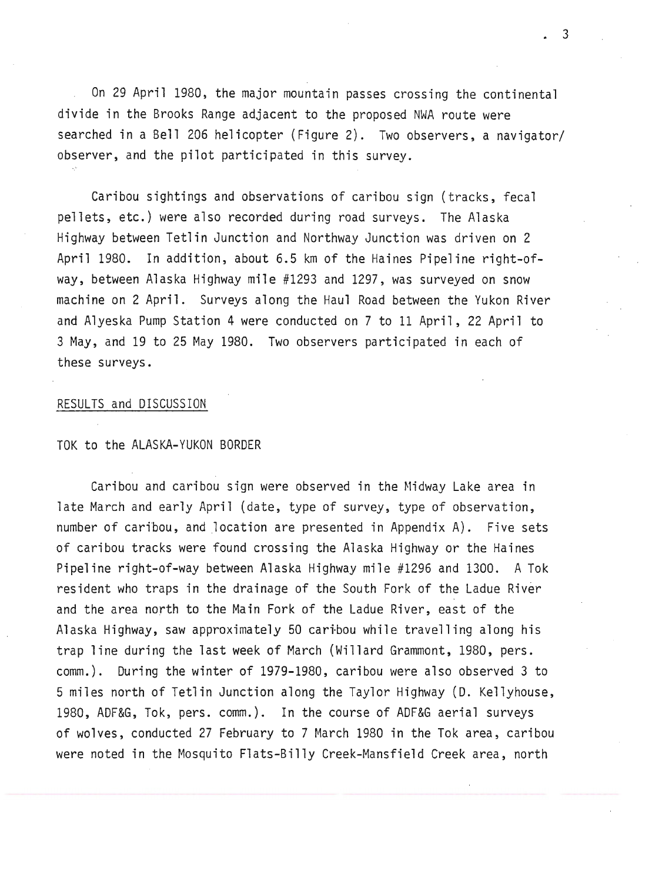On 29 April 1980, the major mountain passes crossing the continental divide in the Brooks Range adjacent to the proposed NWA route were searched in a Bell 206 helicopter (Figure 2). Two observers, a navigator/observer, and the pilot participated in this survey.

Caribou sightings and observations of caribou sign (tracks, fecal pellets, etc.) were also recorded during road surveys. The Alaska Highway between Tetlin Junction and Northway Junction was driven on 2 April 1980. In addition, about 6.5 km of the Haines Pipeline right-of-way, between Alaska Highway mile #1293 and 1297, was surveyed on snow machine on 2 April. Surveys along the Haul Road between the Yukon River and Alyeska Pump Station 4 were conducted on 7 to 11 April, 22 April to 3 May, and 19 to 25 May 1980. Two observers participated in each of these surveys.

## RESULTS and DISCUSSION

### TOK to the ALASKA-YUKON BORDER

Caribou and caribou sign were observed in the Midway Lake area in late March and early April (date, type of survey, type of observation, number of caribou, and location are presented in Appendix A). Five sets of caribou tracks were found crossing the Alaska Highway or the Haines Pipeline right-of-way between Alaska Highway mile #1296 and 1300. A Tok resident who traps in the drainage of the South Fork of the Ladue River and the area north to the Main Fork of the Ladue River, east of the Alaska Highway, saw approximately 50 caribou while travelling along his trap line during the last week of March (Willard Grammont, 1980, pers. comm.). During the winter of 1979-1980, caribou were also observed 3 to 5 miles north of Tetlin Junction along the Taylor Highway (D. Kellyhouse, 1980, ADF&G, Tok, pers. comm.). In the course of ADF&G aerial surveys of wolves, conducted 27 February to 7 March 1980 in the Tok area, caribou were noted in the Mosquito Flats-Billy Creek-Mansfield Creek area, north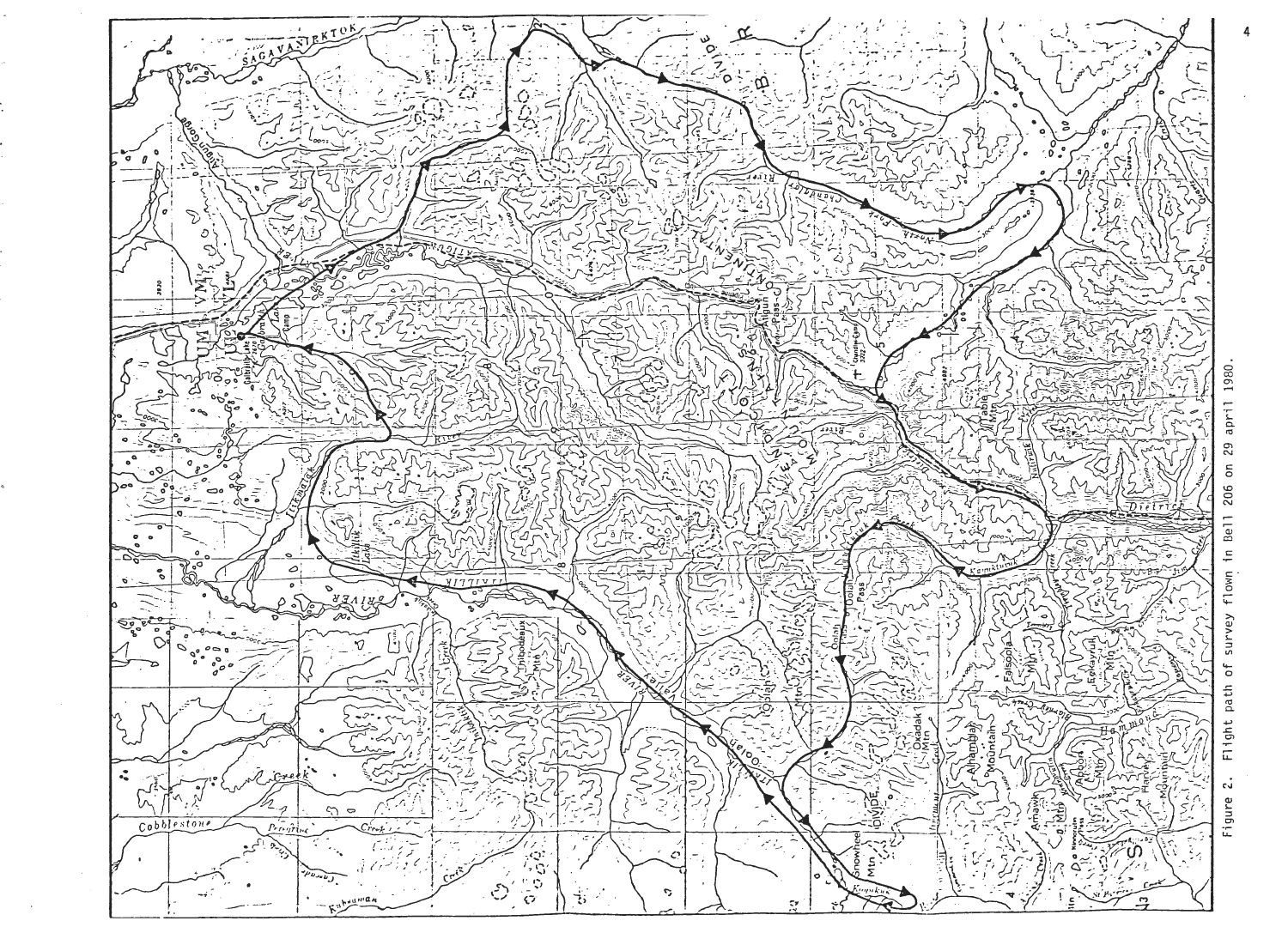Figure 2. Flight path of survey flown in Bell 206 on 29 april 1980.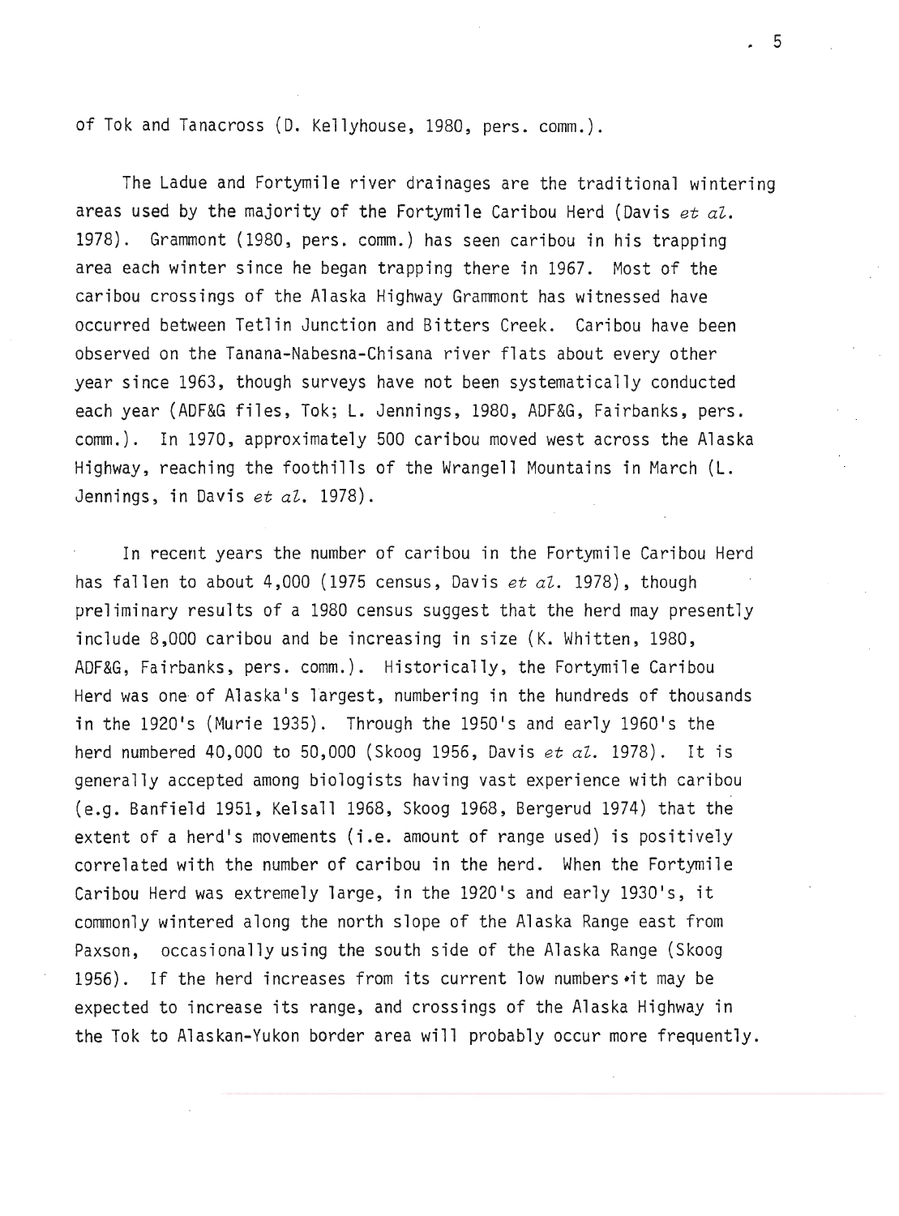of Tok and Tanacross (D. Kellyhouse, 1980, pers. comm.).

The Ladue and Fortymile river drainages are the traditional wintering areas used by the majority of the Fortymile Caribou Herd (Davis *et al.* 1978). Grammont (1980, pers. comm.) has seen caribou in his trapping area each winter since he began trapping there in 1967. Most of the caribou crossings of the Alaska Highway Grammont has witnessed have occurred between Tetlin Junction and Bitters Creek. Caribou have been observed on the Tanana-Nabesna-Chisana river flats about every other year since 1963, though surveys have not been systematically conducted each year (ADF&G files, Tok; L. Jennings, 1980, ADF&G, Fairbanks, pers. comm.). In 1970, approximately 500 caribou moved west across the Alaska Highway, reaching the foothills of the Wrangell Mountains in March (L. Jennings, in Davis *et al.* 1978).

In recent years the number of caribou in the Fortymile Caribou Herd has fallen to about 4,000 (1975 census, Davis *et al.* 1978), though preliminary results of a 1980 census suggest that the herd may presently include 8,000 caribou and be increasing in size (K. Whitten, 1980, ADF&G, Fairbanks, pers. comm.). Historically, the Fortymile Caribou Herd was one of Alaska's largest, numbering in the hundreds of thousands in the 1920's (Murie 1935). Through the 1950's and early 1960's the herd numbered 40,000 to 50,000 (Skoog 1956, Davis *et al.* 1978). It is generally accepted among biologists having vast experience with caribou (e.g. Banfield 1951, Kelsall 1968, Skoog 1968, Bergerud 1974) that the extent of a herd's movements (i.e. amount of range used) is positively correlated with the number of caribou in the herd. When the Fortymile Caribou Herd was extremely large, in the 1920's and early 1930's, it commonly wintered along the north slope of the Alaska Range east from Paxson, occasionally using the south side of the Alaska Range (Skoog 1956). If the herd increases from its current low numbers it may be expected to increase its range, and crossings of the Alaska Highway in the Tok to Alaskan-Yukon border area will probably occur more frequently.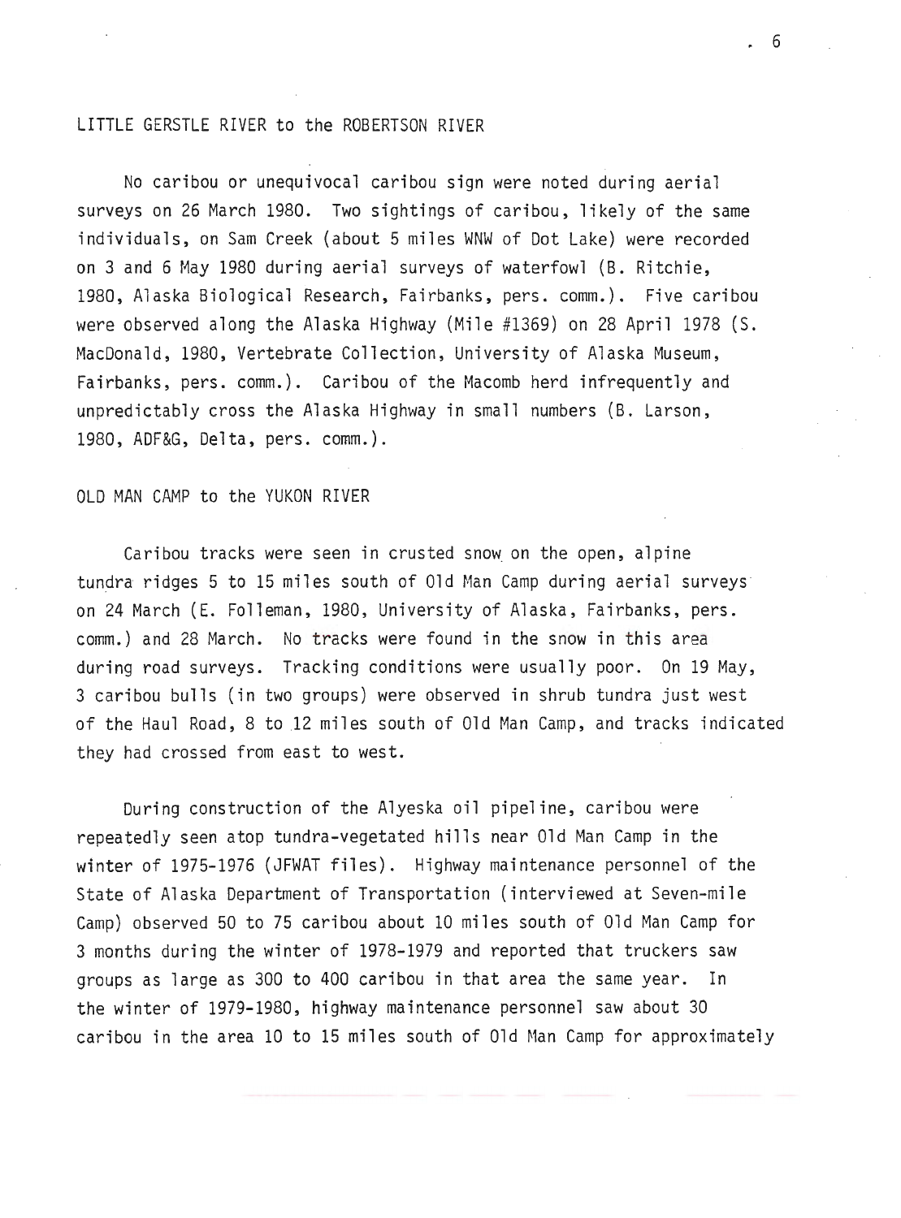## LITTLE GERSTLE RIVER to the ROBERTSON RIVER

No caribou or unequivocal caribou sign were noted during aerial surveys on 26 March 1980. Two sightings of caribou, likely of the same individuals, on Sam Creek (about 5 miles WNW of Dot Lake) were recorded on 3 and 6 May 1980 during aerial surveys of waterfowl (B. Ritchie, 1980, Alaska Biological Research, Fairbanks, pers. comm.). Five caribou were observed along the Alaska Highway (Mile #1369) on 28 April 1978 (S. MacDonald, 1980, Vertebrate Collection, University of Alaska Museum, Fairbanks, pers. comm.). Caribou of the Macomb herd infrequently and unpredictably cross the Alaska Highway in small numbers (B. Larson, 1980, ADF&G, Delta, pers. comm.).

## OLD MAN CAMP to the YUKON RIVER

Caribou tracks were seen in crusted snow on the open, alpine tundra ridges 5 to 15 miles south of Old Man Camp during aerial surveys on 24 March (E. Folleman, 1980, University of Alaska, Fairbanks, pers. comm.) and 28 March. No tracks were found in the snow in this area during road surveys. Tracking conditions were usually poor. On 19 May, 3 caribou bulls (in two groups) were observed in shrub tundra just west of the Haul Road, 8 to 12 miles south of Old Man Camp, and tracks indicated they had crossed from east to west.

During construction of the Alyeska oil pipeline, caribou were repeatedly seen atop tundra-vegetated hills near Old Man Camp in the winter of 1975-1976 (JFWAT files). Highway maintenance personnel of the State of Alaska Department of Transportation (interviewed at Seven-mile Camp) observed 50 to 75 caribou about 10 miles south of Old Man Camp for 3 months during the winter of 1978-1979 and reported that truckers saw groups as large as 300 to 400 caribou in that area the same year. In the winter of 1979-1980, highway maintenance personnel saw about 30 caribou in the area 10 to 15 miles south of Old Man Camp for approximately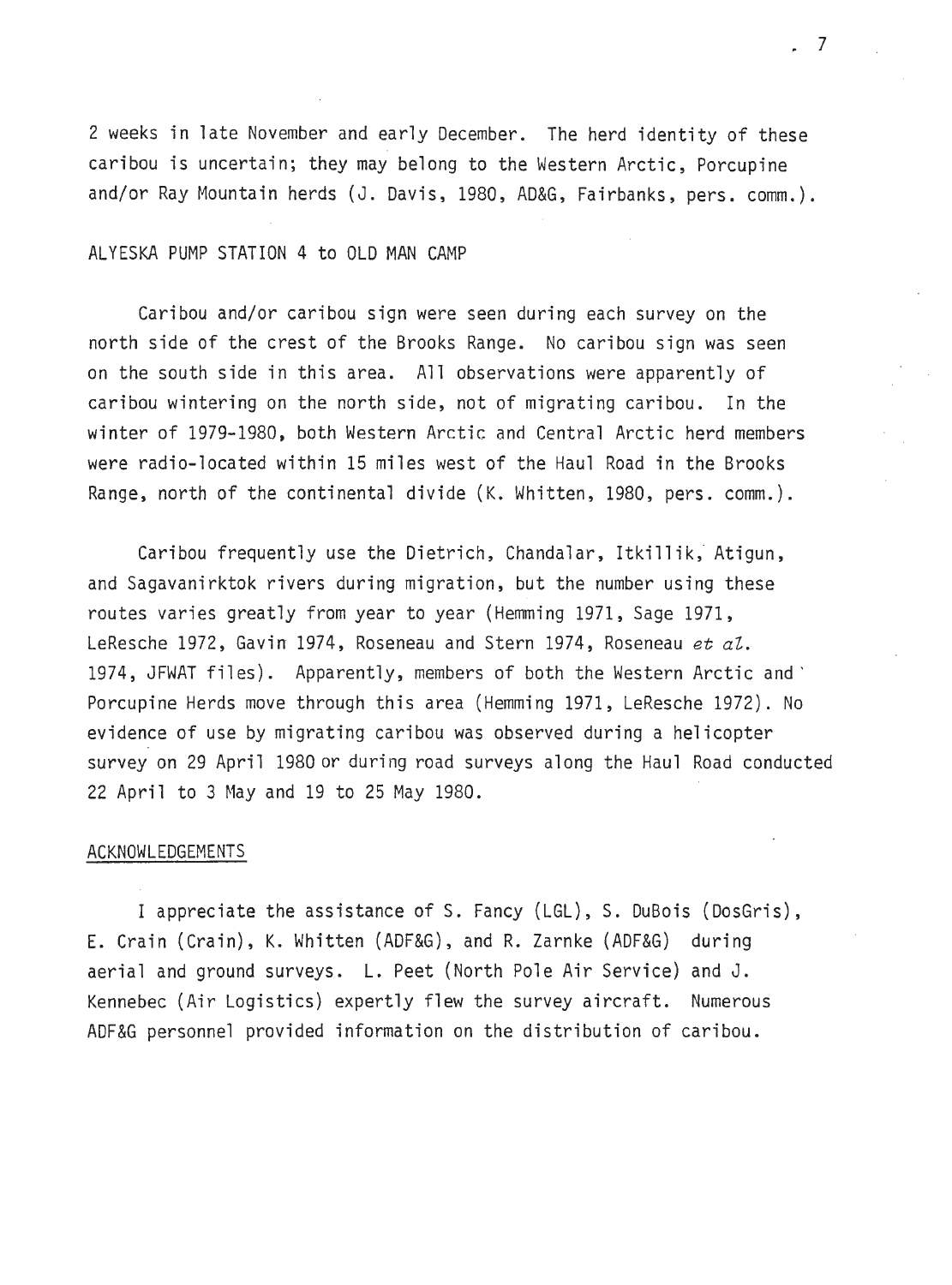2 weeks in late November and early December. The herd identity of these caribou is uncertain; they may belong to the Western Arctic, Porcupine and/or Ray Mountain herds (J. Davis, 1980, AD&G, Fairbanks, pers. comm.).

## ALYESKA PUMP STATION 4 to OLD MAN CAMP

Caribou and/or caribou sign were seen during each survey on the north side of the crest of the Brooks Range. No caribou sign was seen on the south side in this area. All observations were apparently of caribou wintering on the north side, not of migrating caribou. In the winter of 1979-1980, both Western Arctic and Central Arctic herd members were radio-located within 15 miles west of the Haul Road in the Brooks Range, north of the continental divide (K. Whitten, 1980, pers. comm.).

Caribou frequently use the Dietrich, Chandalar, Itkillik, Atigun, and Sagavanirktok rivers during migration, but the number using these routes varies greatly from year to year (Hemming 1971, Sage 1971, LeResche 1972, Gavin 1974, Roseneau and Stern 1974, Roseneau *et al.* 1974, JFWAT files). Apparently, members of both the Western Arctic and Porcupine Herds move through this area (Hemming 1971, LeResche 1972). No evidence of use by migrating caribou was observed during a helicopter survey on 29 April 1980 or during road surveys along the Haul Road conducted 22 April to 3 May and 19 to 25 May 1980.

## ACKNOWLEDGEMENTS

I appreciate the assistance of S. Fancy (LGL), S. DuBois (DosGris), E. Crain (Crain), K. Whitten (ADF&G), and R. Zarnke (ADF&G) during aerial and ground surveys. L. Peet (North Pole Air Service) and J. Kennebec (Air Logistics) expertly flew the survey aircraft. Numerous ADF&G personnel provided information on the distribution of caribou.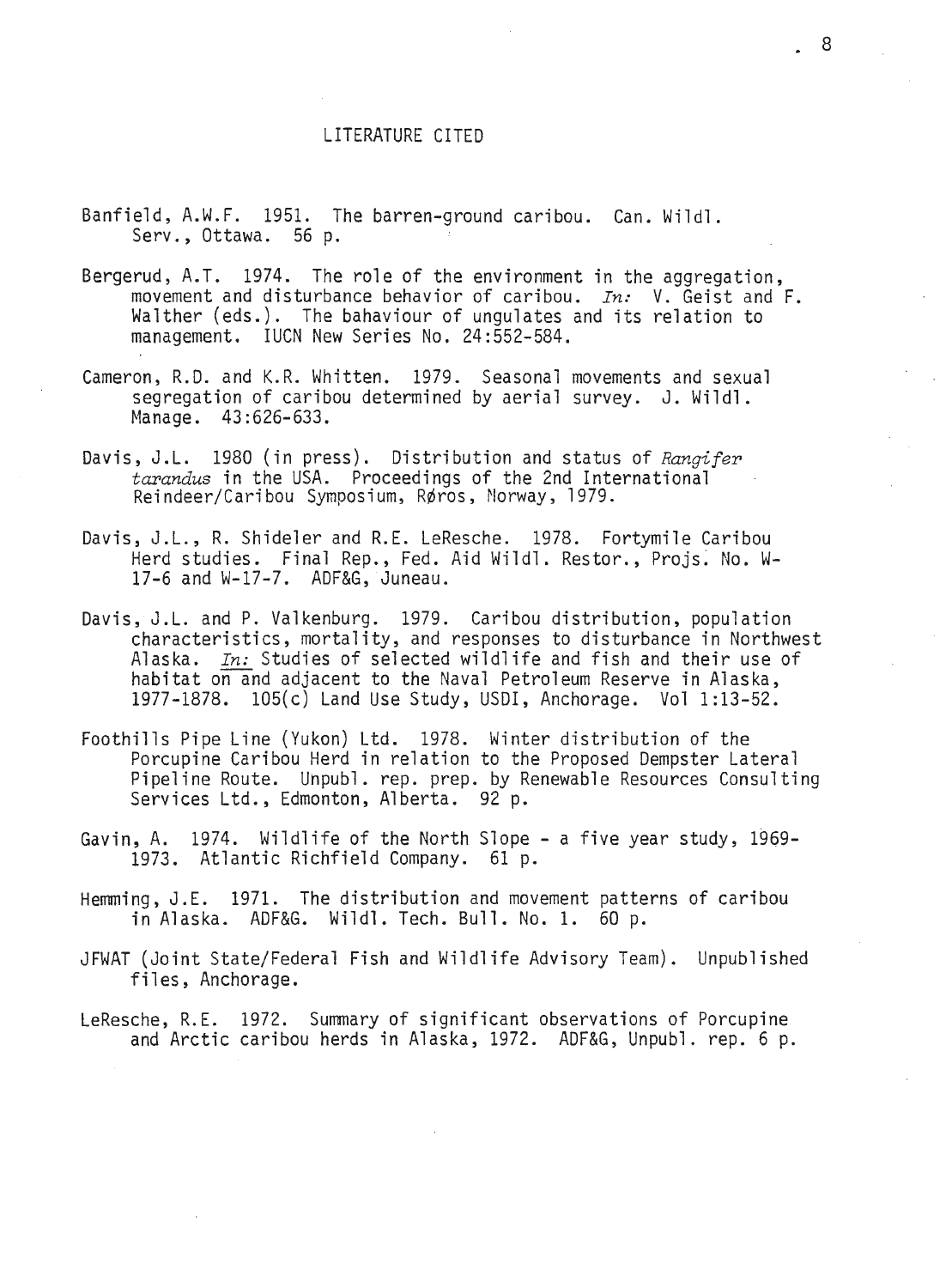## LITERATURE CITED

Banfield, A.W.F. 1951. The barren-ground caribou. Can. Wildl. Serv., Ottawa. 56 p.

Bergerud, A.T. 1974. The role of the environment in the aggregation, movement and disturbance behavior of caribou. *In:* V. Geist and F. Walther (eds.). The bahaviour of ungulates and its relation to management. IUCN New Series No. 24:552-584.

Cameron, R.D. and K.R. Whitten. 1979. Seasonal movements and sexual segregation of caribou determined by aerial survey. J. Wildl. Manage. 43:626-633.

Davis, J.L. 1980 (in press). Distribution and status of *Rangifer tarandus* in the USA. Proceedings of the 2nd International Reindeer/Caribou Symposium, Røros, Norway, 1979.

Davis, J.L., R. Shideler and R.E. LeResche. 1978. Fortymile Caribou Herd studies. Final Rep., Fed. Aid Wildl. Restor., Projs. No. W-17-6 and W-17-7. ADF&G, Juneau.

Davis, J.L. and P. Valkenburg. 1979. Caribou distribution, population characteristics, mortality, and responses to disturbance in Northwest Alaska. In: Studies of selected wildlife and fish and their use of habitat on and adjacent to the Naval Petroleum Reserve in Alaska, 1977-1878. 105(c) Land Use Study, USDI, Anchorage. Vol 1:13-52.

Foothills Pipe Line (Yukon) Ltd. 1978. Winter distribution of the Porcupine Caribou Herd in relation to the Proposed Dempster Lateral Pipeline Route. Unpubl. rep. prep. by Renewable Resources Consulting Services Ltd., Edmonton, Alberta. 92 p.

Gavin, A. 1974. Wildlife of the North Slope - a five year study, 1969-1973. Atlantic Richfield Company. 61 p.

Hemming, J.E. 1971. The distribution and movement patterns of caribou in Alaska. ADF&G. Wildl. Tech. Bull. No. 1. 60 p.

JFWAT (Joint State/Federal Fish and Wildlife Advisory Team). Unpublished files, Anchorage.

LeResche, R.E. 1972. Summary of significant observations of Porcupine and Arctic caribou herds in Alaska, 1972. ADF&G, Unpubl. rep. 6 p.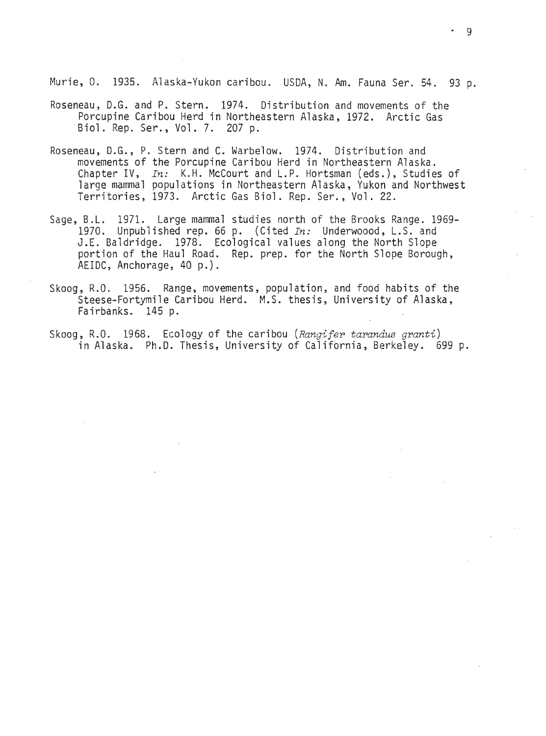Murie, O. 1935. Alaska-Yukon caribou. USDA, N. Am. Fauna Ser. 54. 93 p.

Roseneau, D.G. and P. Stern. 1974. Distribution and movements of the Porcupine Caribou Herd in Northeastern Alaska, 1972. Arctic Gas Biol. Rep. Ser., Vol. 7. 207 p.

Roseneau, D.G., P. Stern and C. Warbelow. 1974. Distribution and movements of the Porcupine Caribou Herd in Northeastern Alaska. Chapter IV, *In:* K.H. McCourt and L.P. Hortsman (eds.), Studies of large mammal populations in Northeastern Alaska, Yukon and Northwest Territories, 1973. Arctic Gas Biol. Rep. Ser., Vol. 22.

Sage, B.L. 1971. Large mammal studies north of the Brooks Range. 1969-1970. Unpublished rep. 66 p. (Cited *In:* Underwoood, L.S. and J.E. Baldridge. 1978. Ecological values along the North Slope portion of the Haul Road. Rep. prep. for the North Slope Borough, AEIDC, Anchorage, 40 p.).

Skoog, R.O. 1956. Range, movements, population, and food habits of the Steese-Fortymile Caribou Herd. M.S. thesis, University of Alaska, Fairbanks. 145 p.

Skoog, R.O. 1968. Ecology of the caribou (*Rangifer tarandus granti*) in Alaska. Ph.D. Thesis, University of California, Berkeley. 699 p.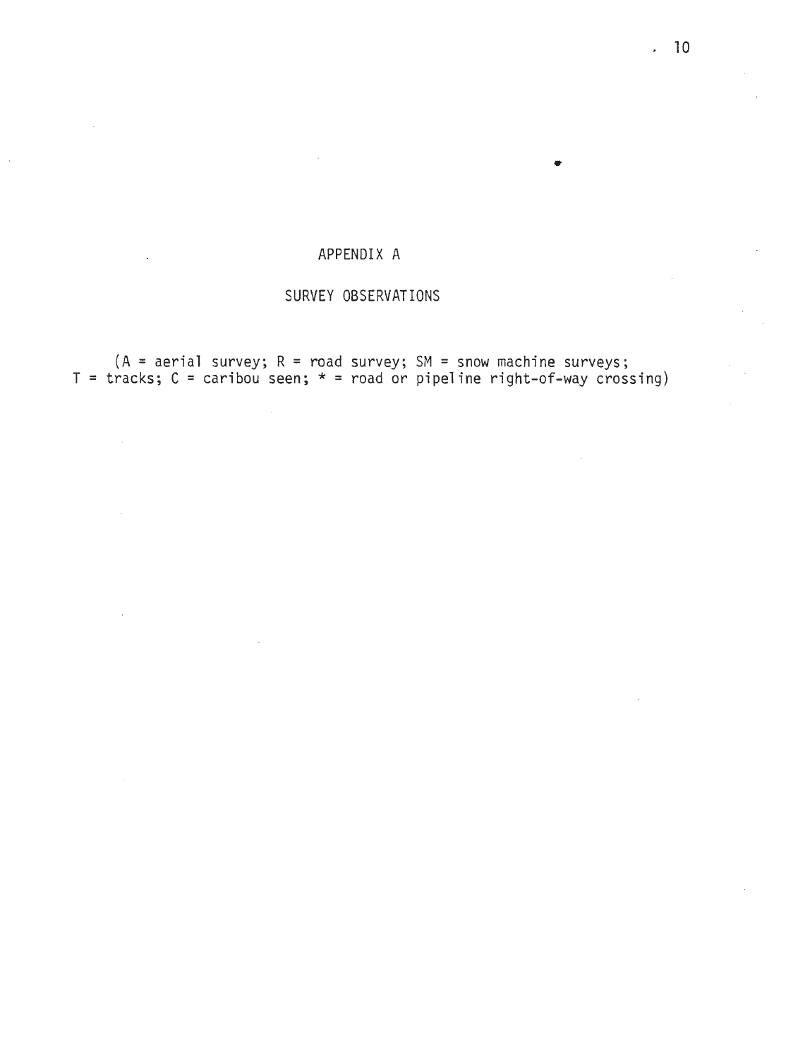# APPENDIX A

## SURVEY OBSERVATIONS

(A = aerial survey; R = road survey; SM = snow machine surveys; T = tracks; C = caribou seen; * = road or pipeline right-of-way crossing)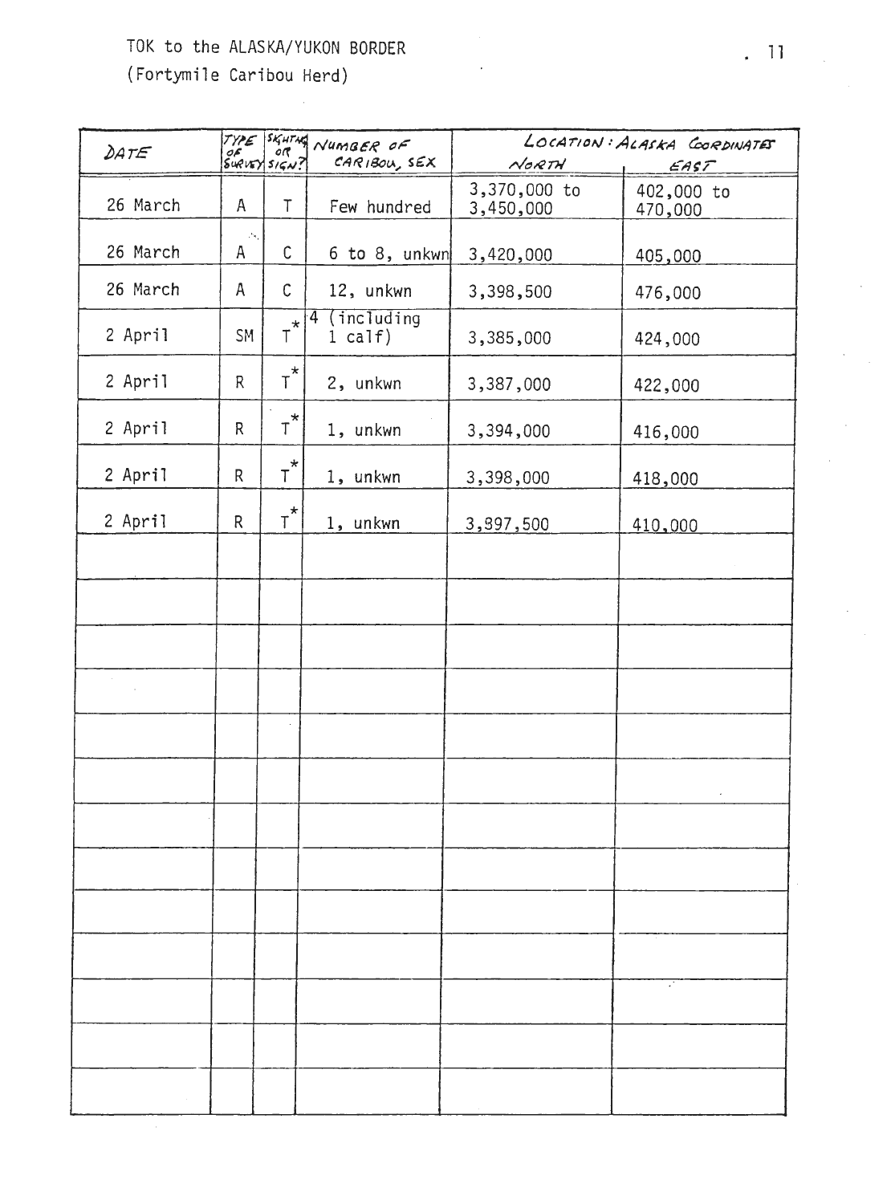TOK to the ALASKA/YUKON BORDER
(Fortymile Caribou Herd)

| DATE | TYPE OF SURVEY | SIGHTING OR SIGN? | NUMBER OF CARIBOU, SEX | LOCATION: ALASKA COORDINATES | |
|---|---|---|---|---|---|
| | | | | NORTH | EAST |
| 26 March | A | T | Few hundred | 3,370,000 to 3,450,000 | 402,000 to 470,000 |
| 26 March | A | C | 6 to 8, unkwn | 3,420,000 | 405,000 |
| 26 March | A | C | 12, unkwn | 3,398,500 | 476,000 |
| 2 April | SM | T* | 4 (including 1 calf) | 3,385,000 | 424,000 |
| 2 April | R | T* | 2, unkwn | 3,387,000 | 422,000 |
| 2 April | R | T* | 1, unkwn | 3,394,000 | 416,000 |
| 2 April | R | T* | 1, unkwn | 3,398,000 | 418,000 |
| 2 April | R | T* | 1, unkwn | 3,397,500 | 410,000 |
| | | | | | |
| | | | | | |
| | | | | | |
| | | | | | |
| | | | | | |
| | | | | | |
| | | | | | |
| | | | | | |
| | | | | | |
| | | | | | |
| | | | | | |
| | | | | | |
| | | | | | |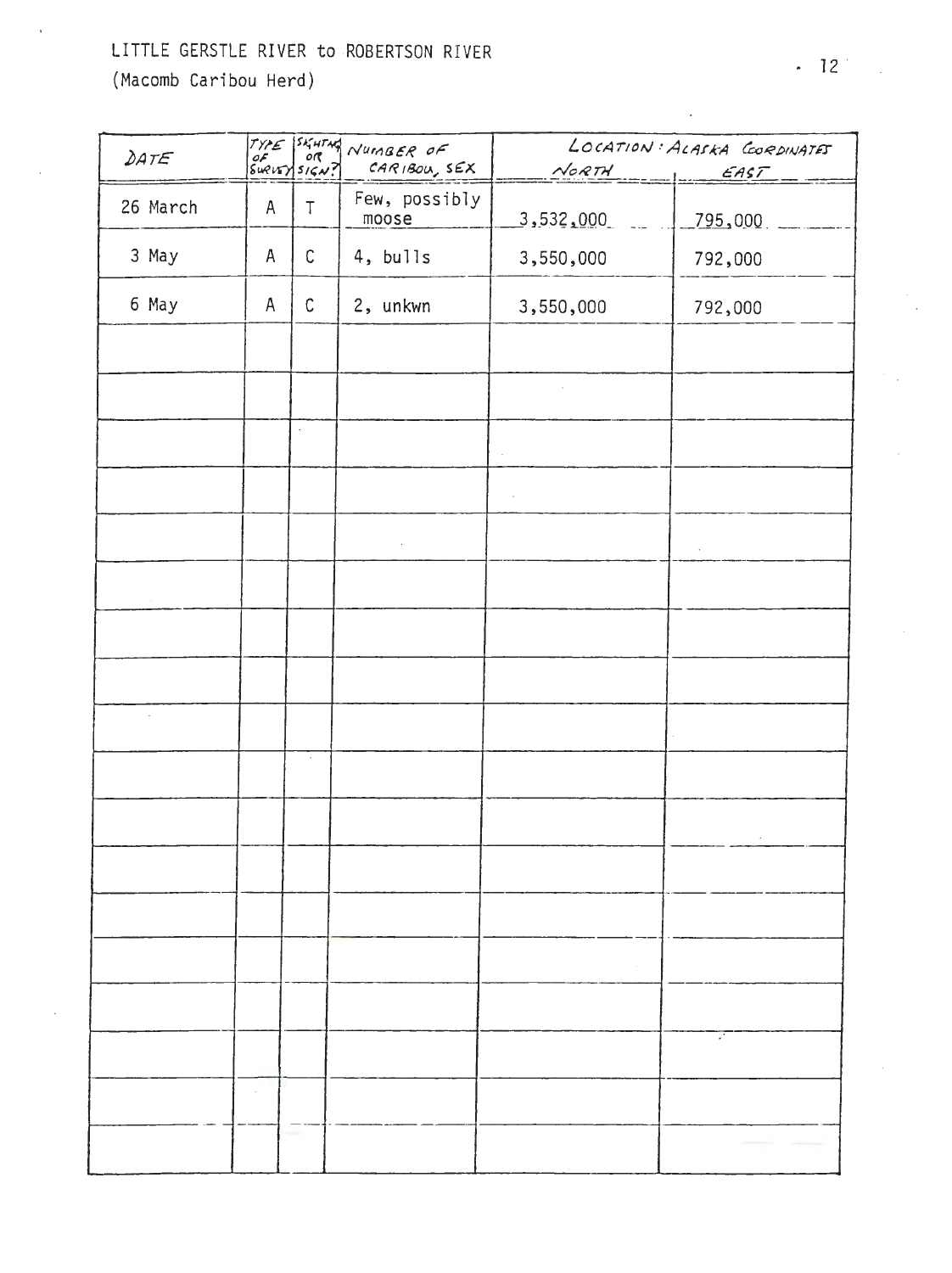LITTLE GERSTLE RIVER to ROBERTSON RIVER

(Macomb Caribou Herd)

| DATE | TYPE OF SURVEY | SIGHTING OR SIGN? | NUMBER OF CARIBOU, SEX | LOCATION: ALASKA COORDINATES | |
|---|---|---|---|---|---|
| | | | | NORTH | EAST |
| 26 March | A | T | Few, possibly moose | 3,532,000 | 795,000 |
| 3 May | A | C | 4, bulls | 3,550,000 | 792,000 |
| 6 May | A | C | 2, unkwn | 3,550,000 | 792,000 |
| | | | | | |
| | | | | | |
| | | | | | |
| | | | | | |
| | | | | | |
| | | | | | |
| | | | | | |
| | | | | | |
| | | | | | |
| | | | | | |
| | | | | | |
| | | | | | |
| | | | | | |
| | | | | | |
| | | | | | |
| | | | | | |
| | | | | | |
| | | | | | |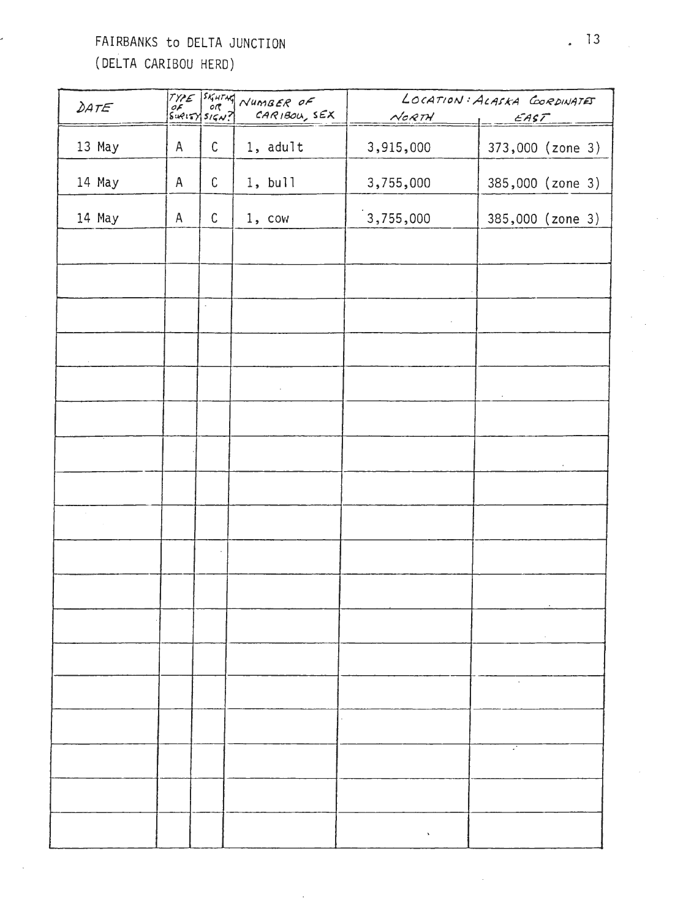FAIRBANKS to DELTA JUNCTION
(DELTA CARIBOU HERD)

| DATE | TYPE OF SURVEY | SIGHTING OR SIGN? | NUMBER OF CARIBOU, SEX | LOCATION: ALASKA COORDINATES | |
|---|---|---|---|---|---|
| | | | | NORTH | EAST |
| 13 May | A | C | 1, adult | 3,915,000 | 373,000 (zone 3) |
| 14 May | A | C | 1, bull | 3,755,000 | 385,000 (zone 3) |
| 14 May | A | C | 1, cow | 3,755,000 | 385,000 (zone 3) |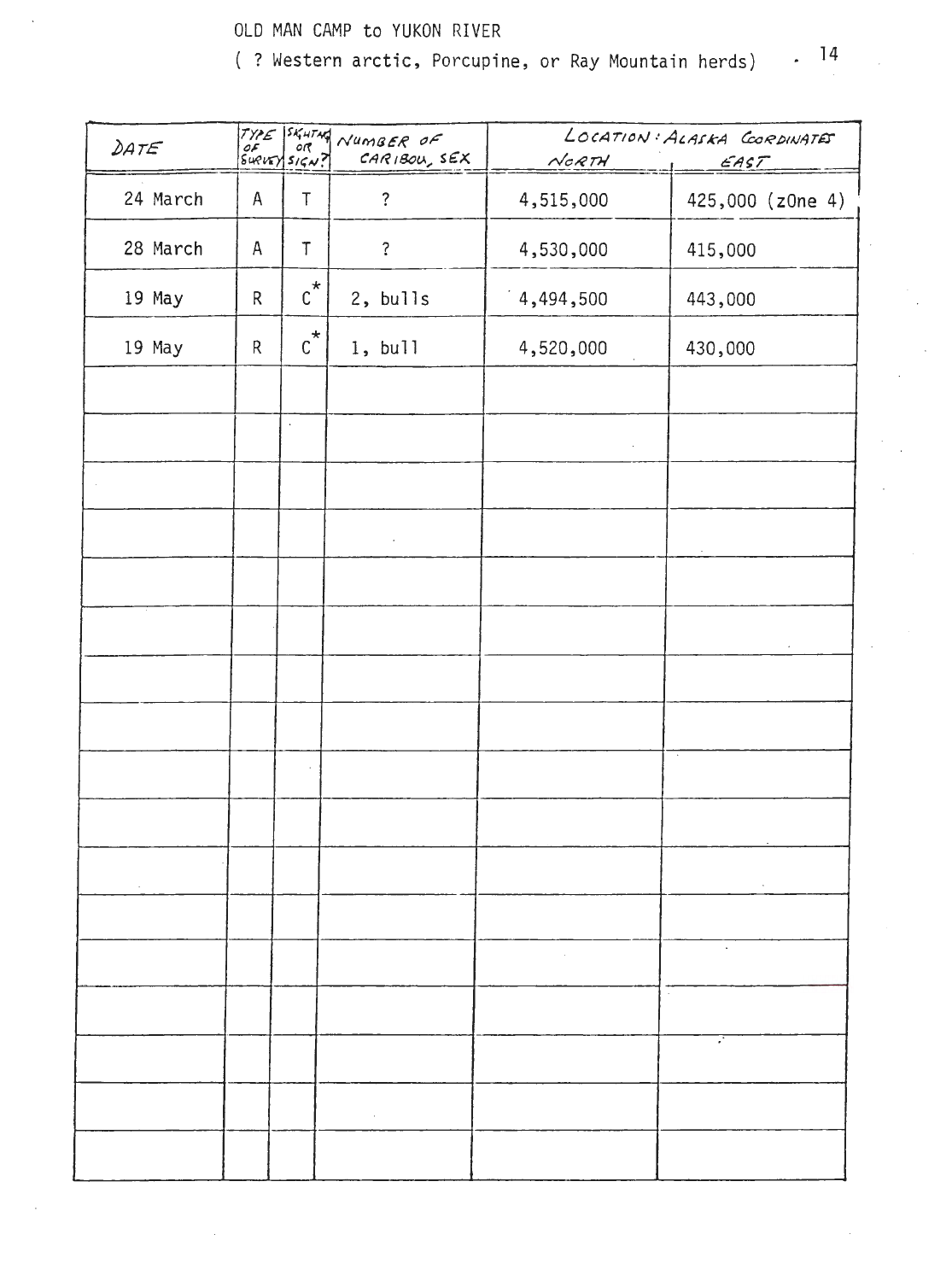OLD MAN CAMP to YUKON RIVER

( ? Western arctic, Porcupine, or Ray Mountain herds)

| DATE | TYPE OF SURVEY | SIGHTING OR SIGN? | NUMBER OF CARIBOU, SEX | LOCATION: ALASKA COORDINATES | |
|---|---|---|---|---|---|
| | | | | NORTH | EAST |
| 24 March | A | T | ? | 4,515,000 | 425,000 (zOne 4) |
| 28 March | A | T | ? | 4,530,000 | 415,000 |
| 19 May | R | C* | 2, bulls | 4,494,500 | 443,000 |
| 19 May | R | C* | 1, bull | 4,520,000 | 430,000 |
| | | | | | |
| | | | | | |
| | | | | | |
| | | | | | |
| | | | | | |
| | | | | | |
| | | | | | |
| | | | | | |
| | | | | | |
| | | | | | |
| | | | | | |
| | | | | | |
| | | | | | |
| | | | | | |
| | | | | | |
| | | | | | |
| | | | | | |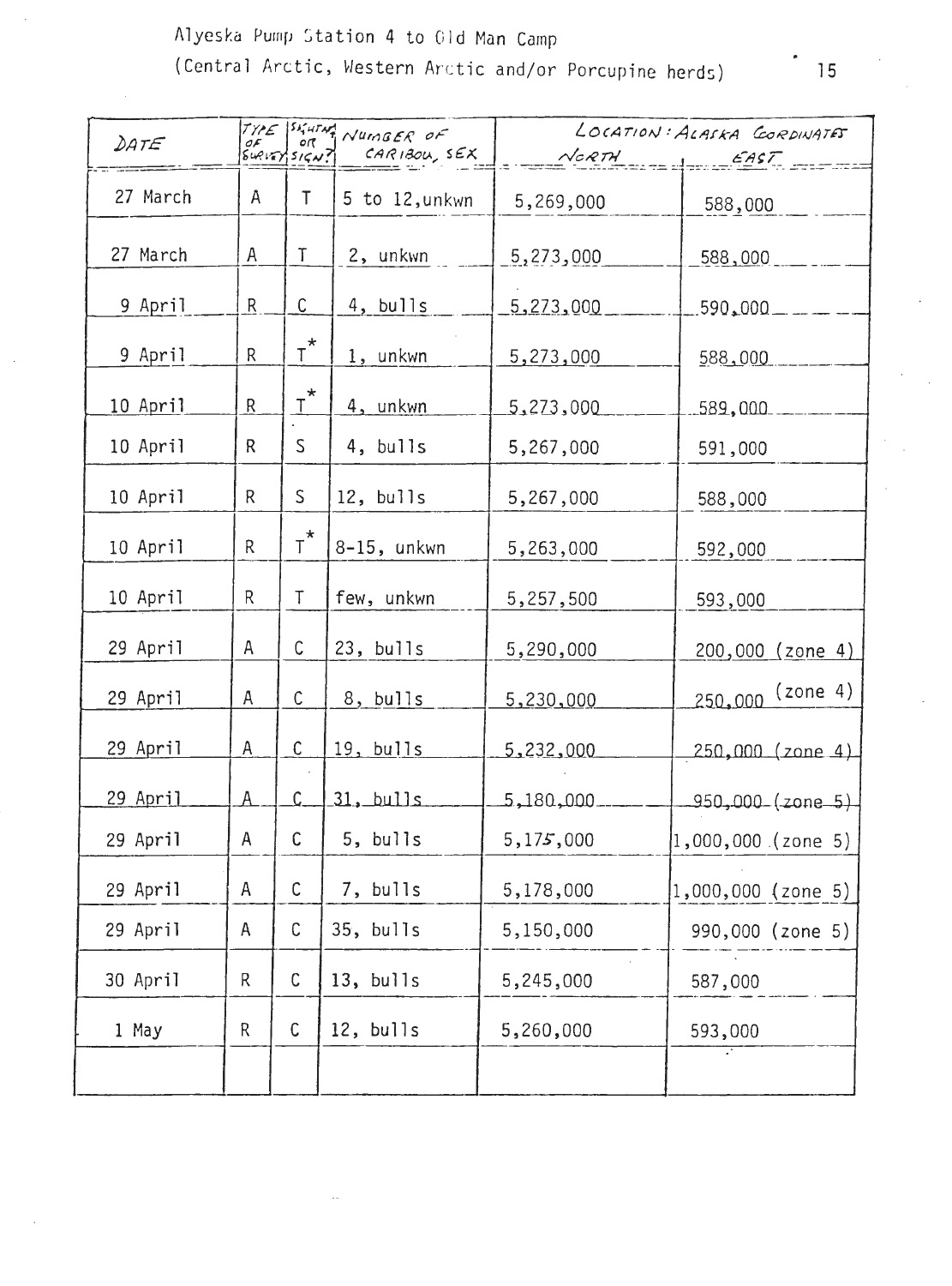Alyeska Pump Station 4 to Old Man Camp
(Central Arctic, Western Arctic and/or Porcupine herds)

| DATE | TYPE OF SURVEY | SIGHTING OR SIGN? | NUMBER OF CARIBOU, SEX | LOCATION: ALASKA COORDINATES NORTH | EAST |
|---|---|---|---|---|---|
| 27 March | A | T | 5 to 12,unkwn | 5,269,000 | 588,000 |
| 27 March | A | T | 2, unkwn | 5,273,000 | 588,000 |
| 9 April | R | C | 4, bulls | 5,273,000 | 590,000 |
| 9 April | R | T* | 1, unkwn | 5,273,000 | 588,000 |
| 10 April | R | T* | 4, unkwn | 5,273,000 | 589,000 |
| 10 April | R | S | 4, bulls | 5,267,000 | 591,000 |
| 10 April | R | S | 12, bulls | 5,267,000 | 588,000 |
| 10 April | R | T* | 8-15, unkwn | 5,263,000 | 592,000 |
| 10 April | R | T | few, unkwn | 5,257,500 | 593,000 |
| 29 April | A | C | 23, bulls | 5,290,000 | 200,000 (zone 4) |
| 29 April | A | C | 8, bulls | 5,230,000 | 250,000 (zone 4) |
| 29 April | A | C | 19, bulls | 5,232,000 | 250,000 (zone 4) |
| 29 April | A | C | 31, bulls | 5,180,000 | 950,000 (zone 5) |
| 29 April | A | C | 5, bulls | 5,175,000 | 1,000,000 (zone 5) |
| 29 April | A | C | 7, bulls | 5,178,000 | 1,000,000 (zone 5) |
| 29 April | A | C | 35, bulls | 5,150,000 | 990,000 (zone 5) |
| 30 April | R | C | 13, bulls | 5,245,000 | 587,000 |
| 1 May | R | C | 12, bulls | 5,260,000 | 593,000 |
| | | | | | |